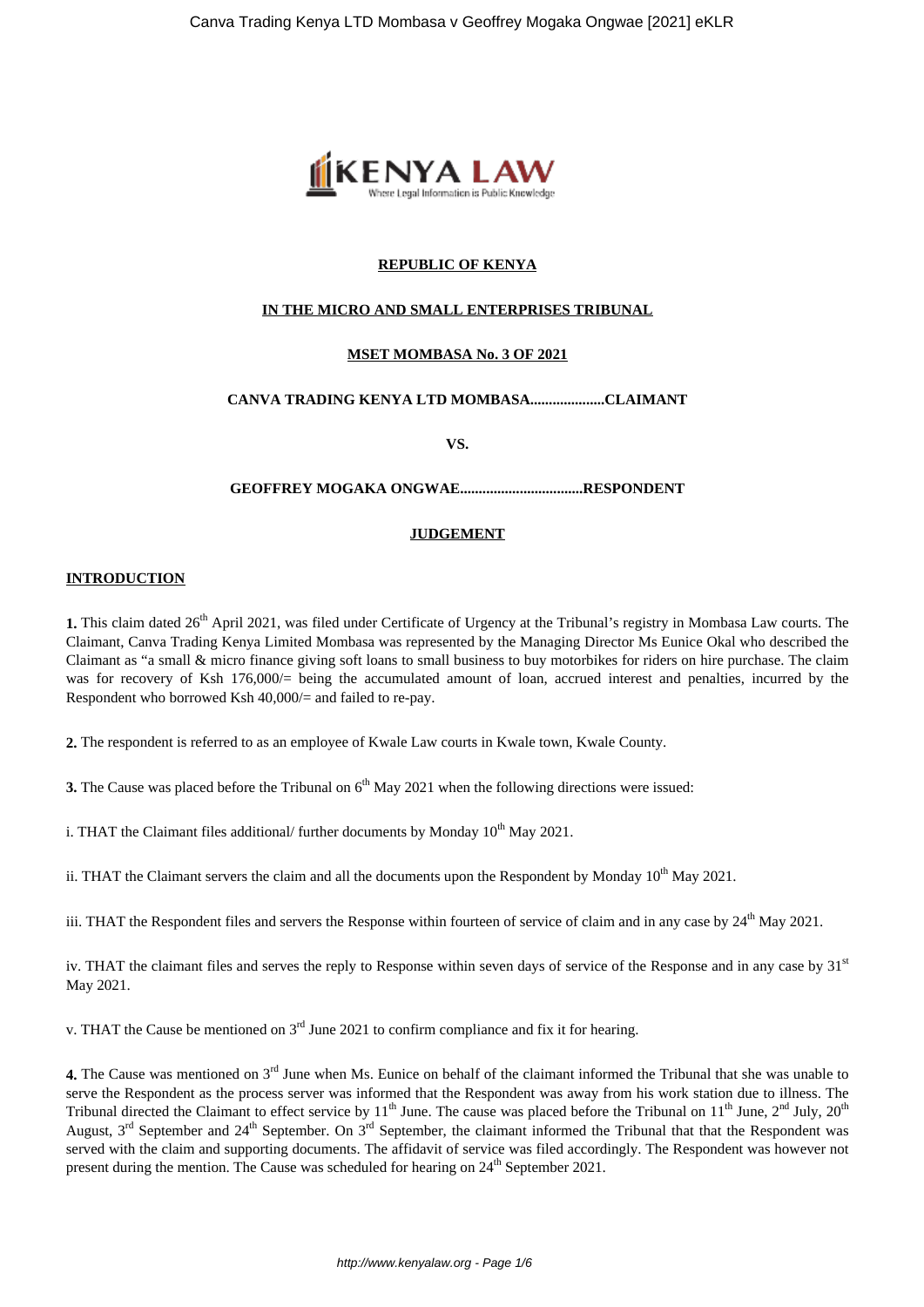**REPUBLIC OF KENYA**

**IN THE MICRO AND SMALL ENTERPRISES TRIBUNAL**

**MSET MOMBASA No. 3 OF 2021**

**CANVA TRADING KENYA LTD MOMBASA...................CLAIMANT**

**VS.**

**GEOFFREY MOGAKA ONGWAE................................RESPONDENT**

**JUDGEMENT**

**INTRODUCTION**

**1.** This claim dated 26th April 2021, was filed under Certificate of Urgency at the Tribunal's registry in Mombasa Law courts. The Claimant, Canva Trading Kenya Limited Mombasa was represented by the Managing Director Ms Eunice Okal who described the Claimant as "a small & micro finance giving soft loans to small business to buy motorbikes for riders on hire purchase. The claim was for recovery of Ksh 176,000/= being the accumulated amount of loan, accrued interest and penalties, incurred by the Respondent who borrowed Ksh 40,000/= and failed to re-pay.

**2.** The respondent is referred to as an employee of Kwale Law courts in Kwale town, Kwale County.

**3.** The Cause was placed before the Tribunal on 6th May 2021 when the following directions were issued:

i. THAT the Claimant files additional/ further documents by Monday 10th May 2021.

ii. THAT the Claimant servers the claim and all the documents upon the Respondent by Monday 10th May 2021.

iii. THAT the Respondent files and servers the Response within fourteen of service of claim and in any case by 24th May 2021.

iv. THAT the claimant files and serves the reply to Response within seven days of service of the Response and in any case by 31st May 2021.

v. THAT the Cause be mentioned on 3rd June 2021 to confirm compliance and fix it for hearing.

**4.** The Cause was mentioned on 3rd June when Ms. Eunice on behalf of the claimant informed the Tribunal that she was unable to serve the Respondent as the process server was informed that the Respondent was away from his work station due to illness. The Tribunal directed the Claimant to effect service by 11th June. The cause was placed before the Tribunal on 11th June, 2nd July, 20th August, 3rd September and 24th September. On 3rd September, the claimant informed the Tribunal that that the Respondent was served with the claim and supporting documents. The affidavit of service was filed accordingly. The Respondent was however not present during the mention. The Cause was scheduled for hearing on 24th September 2021.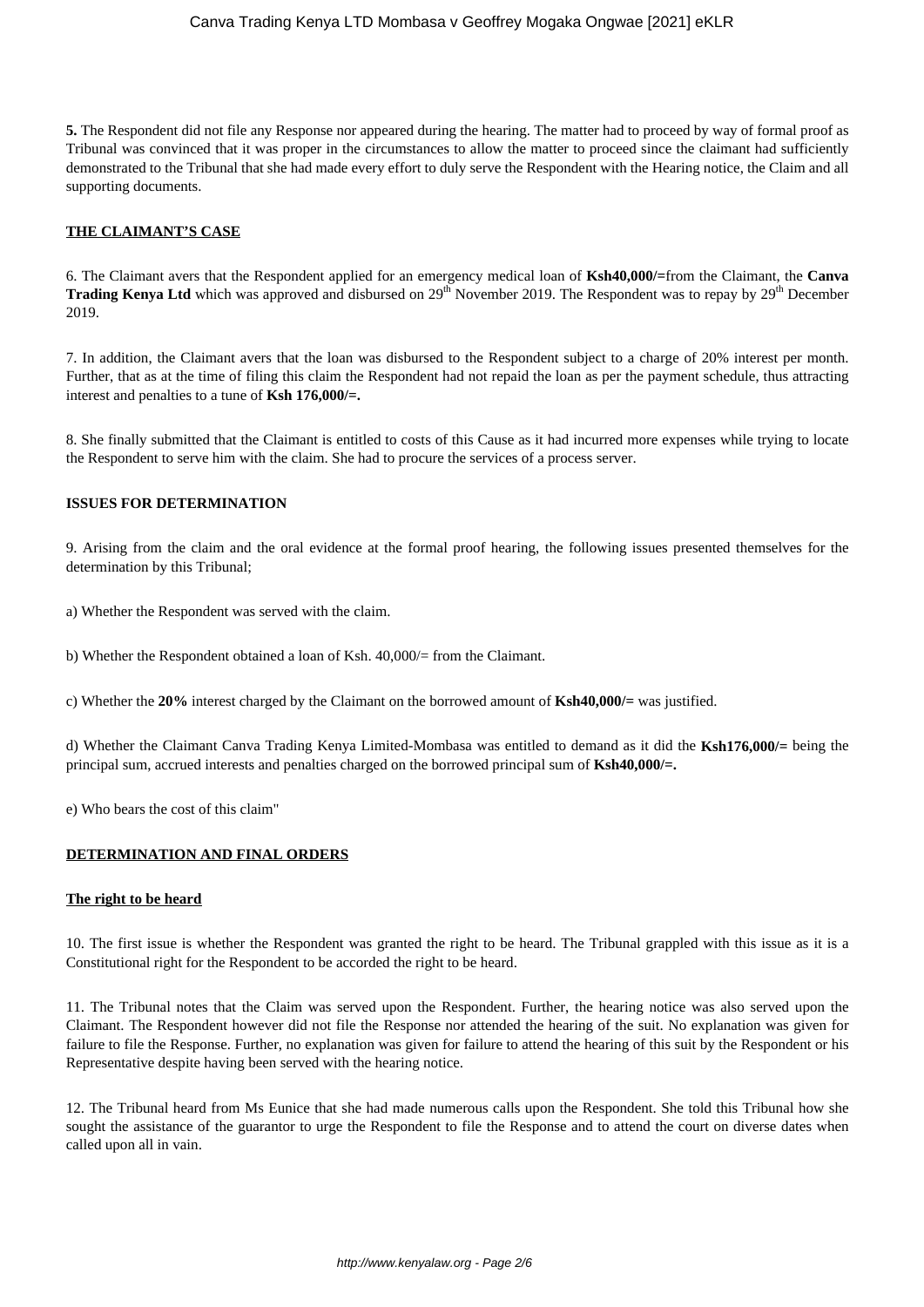**5.** The Respondent did not file any Response nor appeared during the hearing. The matter had to proceed by way of formal proof as Tribunal was convinced that it was proper in the circumstances to allow the matter to proceed since the claimant had sufficiently demonstrated to the Tribunal that she had made every effort to duly serve the Respondent with the Hearing notice, the Claim and all supporting documents.

**THE CLAIMANT'S CASE**

6. The Claimant avers that the Respondent applied for an emergency medical loan of **Ksh40,000/=**from the Claimant, the **Canva Trading Kenya Ltd** which was approved and disbursed on 29th November 2019. The Respondent was to repay by 29th December 2019.

7. In addition, the Claimant avers that the loan was disbursed to the Respondent subject to a charge of 20% interest per month. Further, that as at the time of filing this claim the Respondent had not repaid the loan as per the payment schedule, thus attracting interest and penalties to a tune of **Ksh 176,000/=.**

8. She finally submitted that the Claimant is entitled to costs of this Cause as it had incurred more expenses while trying to locate the Respondent to serve him with the claim. She had to procure the services of a process server.

**ISSUES FOR DETERMINATION**

9. Arising from the claim and the oral evidence at the formal proof hearing, the following issues presented themselves for the determination by this Tribunal;

a) Whether the Respondent was served with the claim.

b) Whether the Respondent obtained a loan of Ksh. 40,000/= from the Claimant.

c) Whether the **20%** interest charged by the Claimant on the borrowed amount of **Ksh40,000/=** was justified.

d) Whether the Claimant Canva Trading Kenya Limited-Mombasa was entitled to demand as it did the **Ksh176,000/=** being the principal sum, accrued interests and penalties charged on the borrowed principal sum of **Ksh40,000/=.**

e) Who bears the cost of this claim"

**DETERMINATION AND FINAL ORDERS**

**The right to be heard**

10. The first issue is whether the Respondent was granted the right to be heard. The Tribunal grappled with this issue as it is a Constitutional right for the Respondent to be accorded the right to be heard.

11. The Tribunal notes that the Claim was served upon the Respondent. Further, the hearing notice was also served upon the Claimant. The Respondent however did not file the Response nor attended the hearing of the suit. No explanation was given for failure to file the Response. Further, no explanation was given for failure to attend the hearing of this suit by the Respondent or his Representative despite having been served with the hearing notice.

12. The Tribunal heard from Ms Eunice that she had made numerous calls upon the Respondent. She told this Tribunal how she sought the assistance of the guarantor to urge the Respondent to file the Response and to attend the court on diverse dates when called upon all in vain.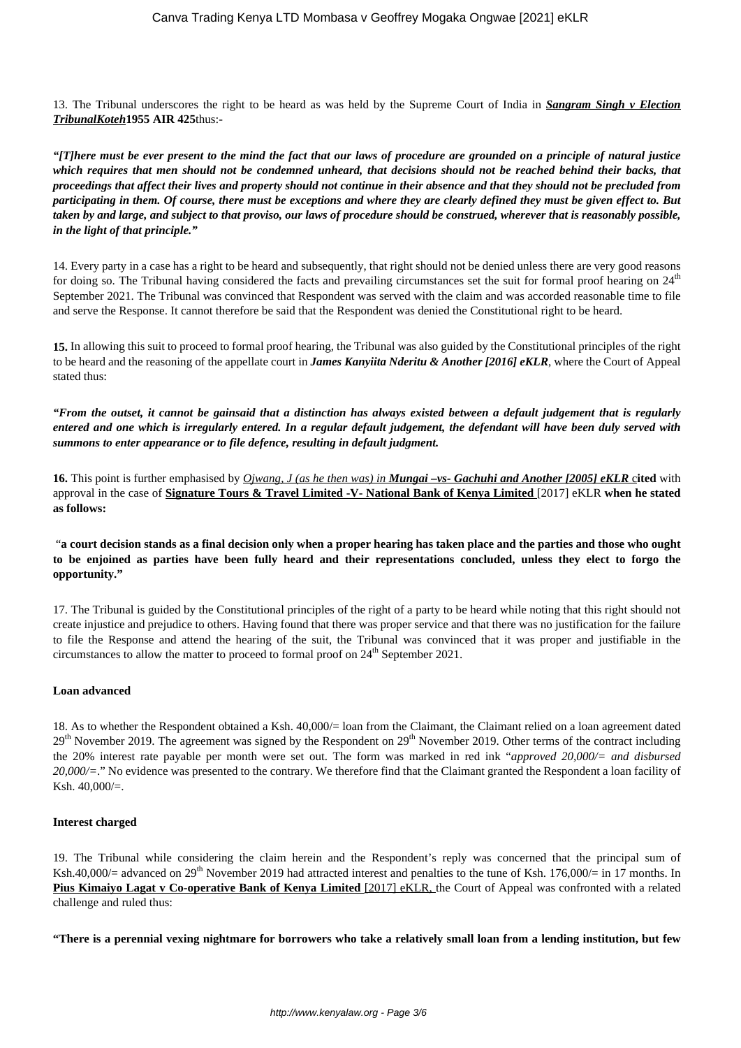13. The Tribunal underscores the right to be heard as was held by the Supreme Court of India in ***Sangram Singh v Election TribunalKoteh*** **1955 AIR 425**thus:-

***"[T]here must be ever present to the mind the fact that our laws of procedure are grounded on a principle of natural justice which requires that men should not be condemned unheard, that decisions should not be reached behind their backs, that proceedings that affect their lives and property should not continue in their absence and that they should not be precluded from participating in them. Of course, there must be exceptions and where they are clearly defined they must be given effect to. But taken by and large, and subject to that proviso, our laws of procedure should be construed, wherever that is reasonably possible, in the light of that principle."***

14. Every party in a case has a right to be heard and subsequently, that right should not be denied unless there are very good reasons for doing so. The Tribunal having considered the facts and prevailing circumstances set the suit for formal proof hearing on 24th September 2021. The Tribunal was convinced that Respondent was served with the claim and was accorded reasonable time to file and serve the Response. It cannot therefore be said that the Respondent was denied the Constitutional right to be heard.

**15.** In allowing this suit to proceed to formal proof hearing, the Tribunal was also guided by the Constitutional principles of the right to be heard and the reasoning of the appellate court in ***James Kanyiita Nderitu & Another [2016] eKLR***, where the Court of Appeal stated thus:

***"From the outset, it cannot be gainsaid that a distinction has always existed between a default judgement that is regularly entered and one which is irregularly entered. In a regular default judgement, the defendant will have been duly served with summons to enter appearance or to file defence, resulting in default judgment.***

**16.** This point is further emphasised by *Ojwang, J (as he then was) in* ***Mungai –vs- Gachuhi and Another [2005] eKLR*** **cited** with approval in the case of **Signature Tours & Travel Limited -V- National Bank of Kenya Limited** [2017] eKLR **when he stated as follows:**

**"a court decision stands as a final decision only when a proper hearing has taken place and the parties and those who ought to be enjoined as parties have been fully heard and their representations concluded, unless they elect to forgo the opportunity."**

17. The Tribunal is guided by the Constitutional principles of the right of a party to be heard while noting that this right should not create injustice and prejudice to others. Having found that there was proper service and that there was no justification for the failure to file the Response and attend the hearing of the suit, the Tribunal was convinced that it was proper and justifiable in the circumstances to allow the matter to proceed to formal proof on 24th September 2021.

**Loan advanced**

18. As to whether the Respondent obtained a Ksh. 40,000/= loan from the Claimant, the Claimant relied on a loan agreement dated 29th November 2019. The agreement was signed by the Respondent on 29th November 2019. Other terms of the contract including the 20% interest rate payable per month were set out. The form was marked in red ink "*approved 20,000/= and disbursed 20,000/=*." No evidence was presented to the contrary. We therefore find that the Claimant granted the Respondent a loan facility of Ksh. 40,000/=.

**Interest charged**

19. The Tribunal while considering the claim herein and the Respondent's reply was concerned that the principal sum of Ksh.40,000/= advanced on 29th November 2019 had attracted interest and penalties to the tune of Ksh. 176,000/= in 17 months. In **Pius Kimaiyo Lagat v Co-operative Bank of Kenya Limited** [2017] eKLR, the Court of Appeal was confronted with a related challenge and ruled thus:

**"There is a perennial vexing nightmare for borrowers who take a relatively small loan from a lending institution, but few**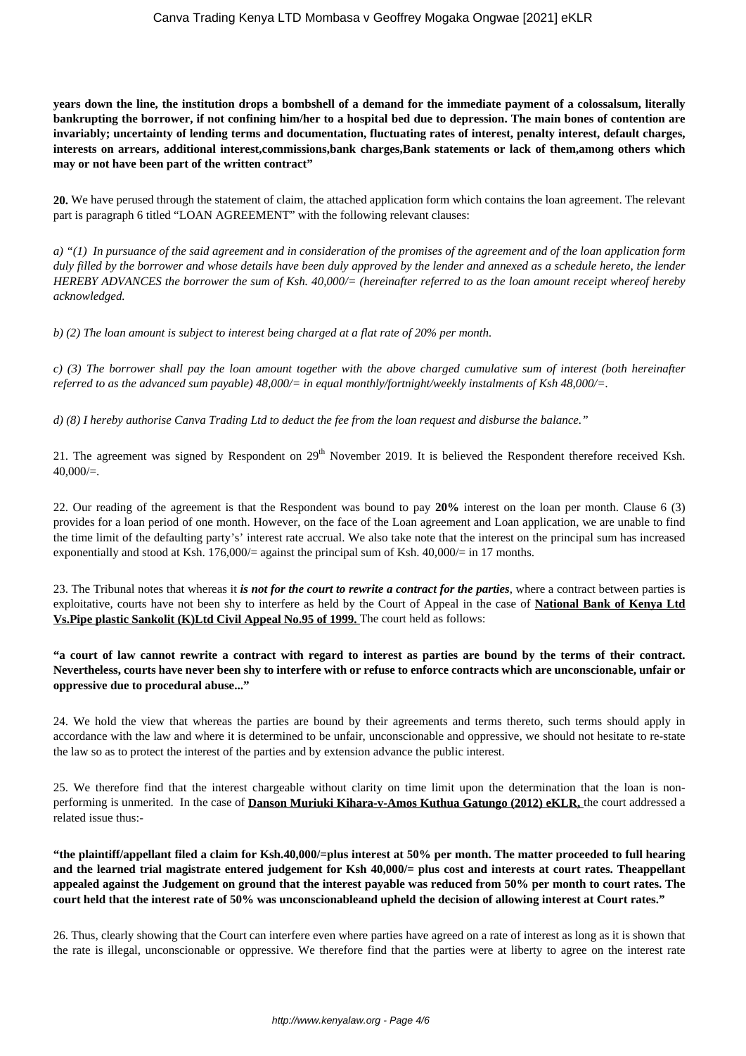**years down the line, the institution drops a bombshell of a demand for the immediate payment of a colossalsum, literally bankrupting the borrower, if not confining him/her to a hospital bed due to depression. The main bones of contention are invariably; uncertainty of lending terms and documentation, fluctuating rates of interest, penalty interest, default charges, interests on arrears, additional interest,commissions,bank charges,Bank statements or lack of them,among others which may or not have been part of the written contract"**

**20.** We have perused through the statement of claim, the attached application form which contains the loan agreement. The relevant part is paragraph 6 titled "LOAN AGREEMENT" with the following relevant clauses:

a) *"(1) In pursuance of the said agreement and in consideration of the promises of the agreement and of the loan application form duly filled by the borrower and whose details have been duly approved by the lender and annexed as a schedule hereto, the lender HEREBY ADVANCES the borrower the sum of Ksh. 40,000/= (hereinafter referred to as the loan amount receipt whereof hereby acknowledged.*

b) *(2) The loan amount is subject to interest being charged at a flat rate of 20% per month.*

c) *(3) The borrower shall pay the loan amount together with the above charged cumulative sum of interest (both hereinafter referred to as the advanced sum payable) 48,000/= in equal monthly/fortnight/weekly instalments of Ksh 48,000/=.*

d) *(8) I hereby authorise Canva Trading Ltd to deduct the fee from the loan request and disburse the balance."*

21. The agreement was signed by Respondent on 29th November 2019. It is believed the Respondent therefore received Ksh. 40,000/=.

22. Our reading of the agreement is that the Respondent was bound to pay **20%** interest on the loan per month. Clause 6 (3) provides for a loan period of one month. However, on the face of the Loan agreement and Loan application, we are unable to find the time limit of the defaulting party's' interest rate accrual. We also take note that the interest on the principal sum has increased exponentially and stood at Ksh. 176,000/= against the principal sum of Ksh. 40,000/= in 17 months.

23. The Tribunal notes that whereas it ***is not for the court to rewrite a contract for the parties***, where a contract between parties is exploitative, courts have not been shy to interfere as held by the Court of Appeal in the case of **National Bank of Kenya Ltd Vs.Pipe plastic Sankolit (K)Ltd Civil Appeal No.95 of 1999.** The court held as follows:

**"a court of law cannot rewrite a contract with regard to interest as parties are bound by the terms of their contract. Nevertheless, courts have never been shy to interfere with or refuse to enforce contracts which are unconscionable, unfair or oppressive due to procedural abuse..."**

24. We hold the view that whereas the parties are bound by their agreements and terms thereto, such terms should apply in accordance with the law and where it is determined to be unfair, unconscionable and oppressive, we should not hesitate to re-state the law so as to protect the interest of the parties and by extension advance the public interest.

25. We therefore find that the interest chargeable without clarity on time limit upon the determination that the loan is non-performing is unmerited. In the case of **Danson Muriuki Kihara-v-Amos Kuthua Gatungo (2012) eKLR,** the court addressed a related issue thus:-

**"the plaintiff/appellant filed a claim for Ksh.40,000/=plus interest at 50% per month. The matter proceeded to full hearing and the learned trial magistrate entered judgement for Ksh 40,000/= plus cost and interests at court rates. Theappellant appealed against the Judgement on ground that the interest payable was reduced from 50% per month to court rates. The court held that the interest rate of 50% was unconscionableand upheld the decision of allowing interest at Court rates."**

26. Thus, clearly showing that the Court can interfere even where parties have agreed on a rate of interest as long as it is shown that the rate is illegal, unconscionable or oppressive. We therefore find that the parties were at liberty to agree on the interest rate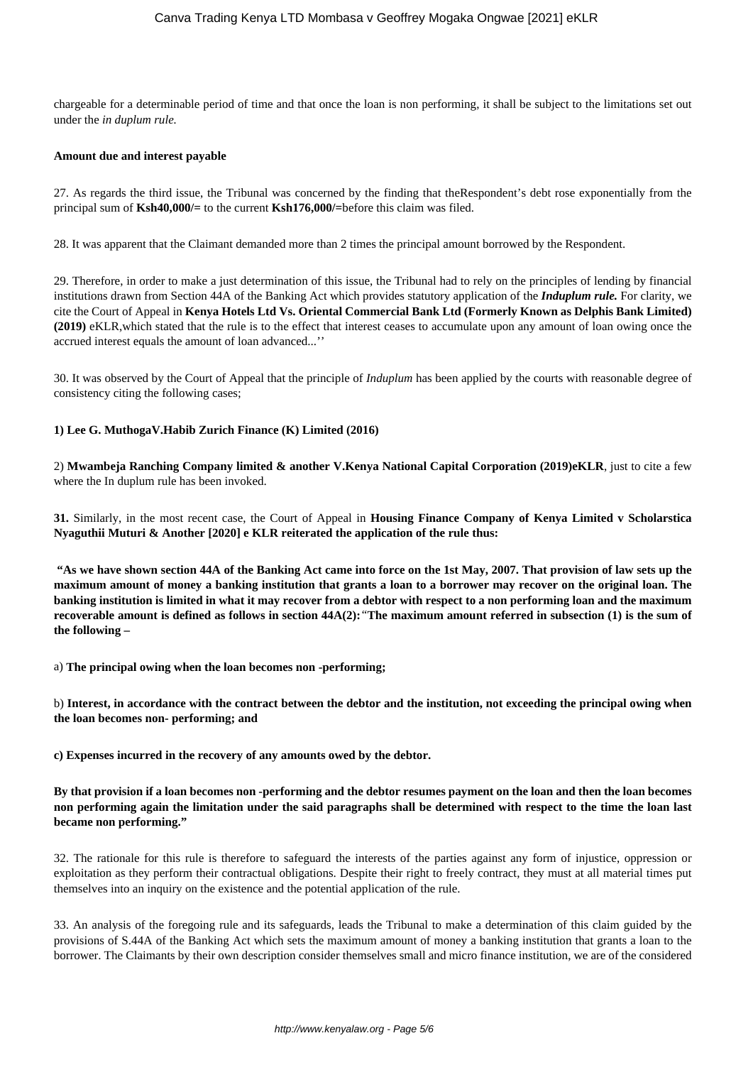chargeable for a determinable period of time and that once the loan is non performing, it shall be subject to the limitations set out under the *in duplum rule.*

**Amount due and interest payable**

27. As regards the third issue, the Tribunal was concerned by the finding that theRespondent's debt rose exponentially from the principal sum of **Ksh40,000/=** to the current **Ksh176,000/=**before this claim was filed.

28. It was apparent that the Claimant demanded more than 2 times the principal amount borrowed by the Respondent.

29. Therefore, in order to make a just determination of this issue, the Tribunal had to rely on the principles of lending by financial institutions drawn from Section 44A of the Banking Act which provides statutory application of the ***Induplum rule.*** For clarity, we cite the Court of Appeal in **Kenya Hotels Ltd Vs. Oriental Commercial Bank Ltd (Formerly Known as Delphis Bank Limited) (2019)** eKLR,which stated that the rule is to the effect that interest ceases to accumulate upon any amount of loan owing once the accrued interest equals the amount of loan advanced...''

30. It was observed by the Court of Appeal that the principle of *Induplum* has been applied by the courts with reasonable degree of consistency citing the following cases;

**1) Lee G. MuthogaV.Habib Zurich Finance (K) Limited (2016)**

2) **Mwambeja Ranching Company limited & another V.Kenya National Capital Corporation (2019)eKLR**, just to cite a few where the In duplum rule has been invoked.

**31.** Similarly, in the most recent case, the Court of Appeal in **Housing Finance Company of Kenya Limited v Scholarstica Nyaguthii Muturi & Another [2020] e KLR reiterated the application of the rule thus:**

**"As we have shown section 44A of the Banking Act came into force on the 1st May, 2007. That provision of law sets up the maximum amount of money a banking institution that grants a loan to a borrower may recover on the original loan. The banking institution is limited in what it may recover from a debtor with respect to a non performing loan and the maximum recoverable amount is defined as follows in section 44A(2):**"**The maximum amount referred in subsection (1) is the sum of the following –**

a) **The principal owing when the loan becomes non -performing;**

b) **Interest, in accordance with the contract between the debtor and the institution, not exceeding the principal owing when the loan becomes non- performing; and**

**c) Expenses incurred in the recovery of any amounts owed by the debtor.**

**By that provision if a loan becomes non -performing and the debtor resumes payment on the loan and then the loan becomes non performing again the limitation under the said paragraphs shall be determined with respect to the time the loan last became non performing."**

32. The rationale for this rule is therefore to safeguard the interests of the parties against any form of injustice, oppression or exploitation as they perform their contractual obligations. Despite their right to freely contract, they must at all material times put themselves into an inquiry on the existence and the potential application of the rule.

33. An analysis of the foregoing rule and its safeguards, leads the Tribunal to make a determination of this claim guided by the provisions of S.44A of the Banking Act which sets the maximum amount of money a banking institution that grants a loan to the borrower. The Claimants by their own description consider themselves small and micro finance institution, we are of the considered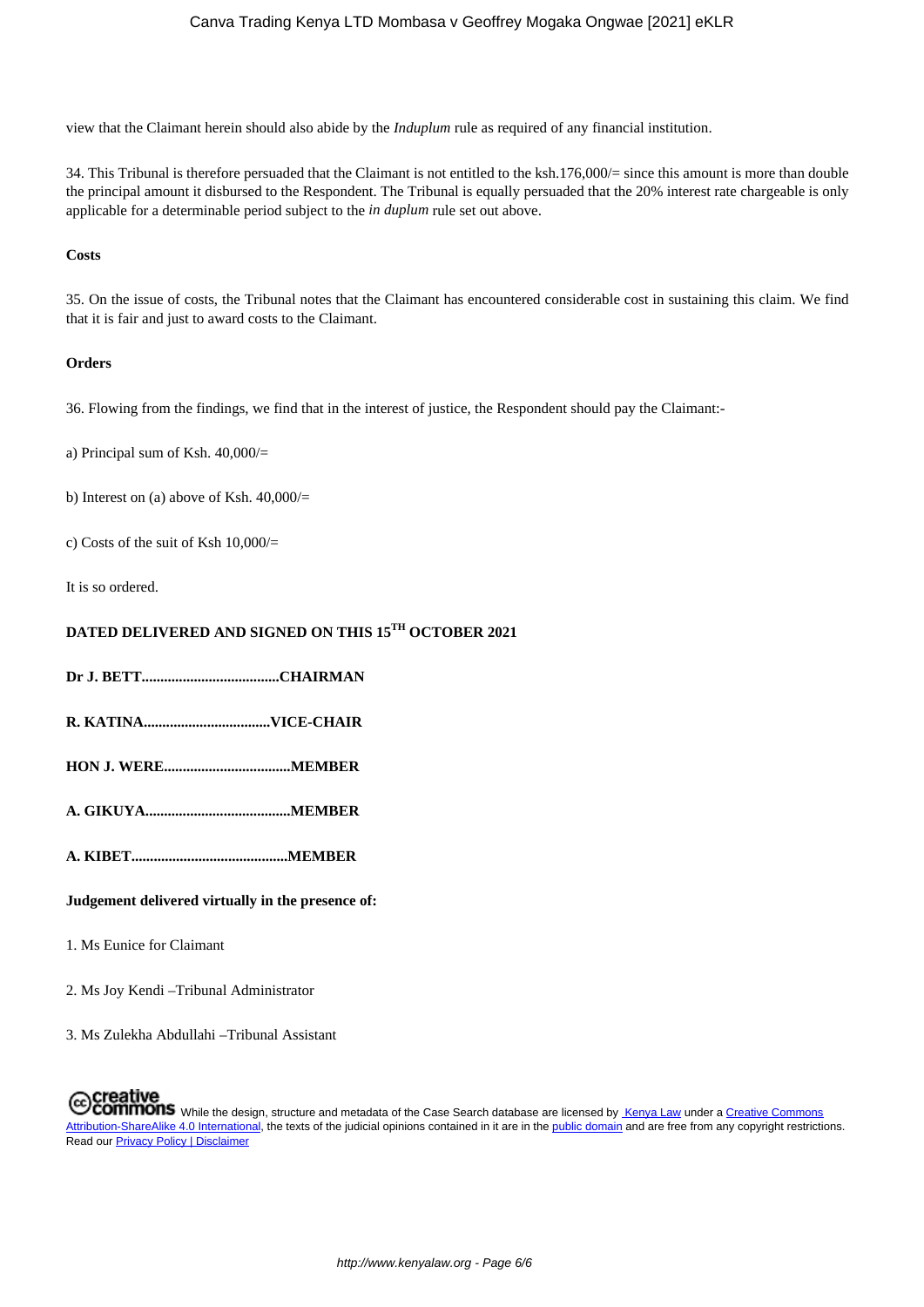view that the Claimant herein should also abide by the *Induplum* rule as required of any financial institution.

34. This Tribunal is therefore persuaded that the Claimant is not entitled to the ksh.176,000/= since this amount is more than double the principal amount it disbursed to the Respondent. The Tribunal is equally persuaded that the 20% interest rate chargeable is only applicable for a determinable period subject to the *in duplum* rule set out above.

**Costs**

35. On the issue of costs, the Tribunal notes that the Claimant has encountered considerable cost in sustaining this claim. We find that it is fair and just to award costs to the Claimant.

**Orders**

36. Flowing from the findings, we find that in the interest of justice, the Respondent should pay the Claimant:-

a) Principal sum of Ksh. 40,000/=

b) Interest on (a) above of Ksh. 40,000/=

c) Costs of the suit of Ksh 10,000/=

It is so ordered.

**DATED DELIVERED AND SIGNED ON THIS 15TH OCTOBER 2021**

**Dr J. BETT.....................................CHAIRMAN**

**R. KATINA.................................VICE-CHAIR**

**HON J. WERE.................................MEMBER**

**A. GIKUYA......................................MEMBER**

**A. KIBET.........................................MEMBER**

**Judgement delivered virtually in the presence of:**

1. Ms Eunice for Claimant

2. Ms Joy Kendi –Tribunal Administrator

3. Ms Zulekha Abdullahi –Tribunal Assistant

While the design, structure and metadata of the Case Search database are licensed by Kenya Law under a Creative Commons Attribution-ShareAlike 4.0 International, the texts of the judicial opinions contained in it are in the public domain and are free from any copyright restrictions. Read our Privacy Policy | Disclaimer